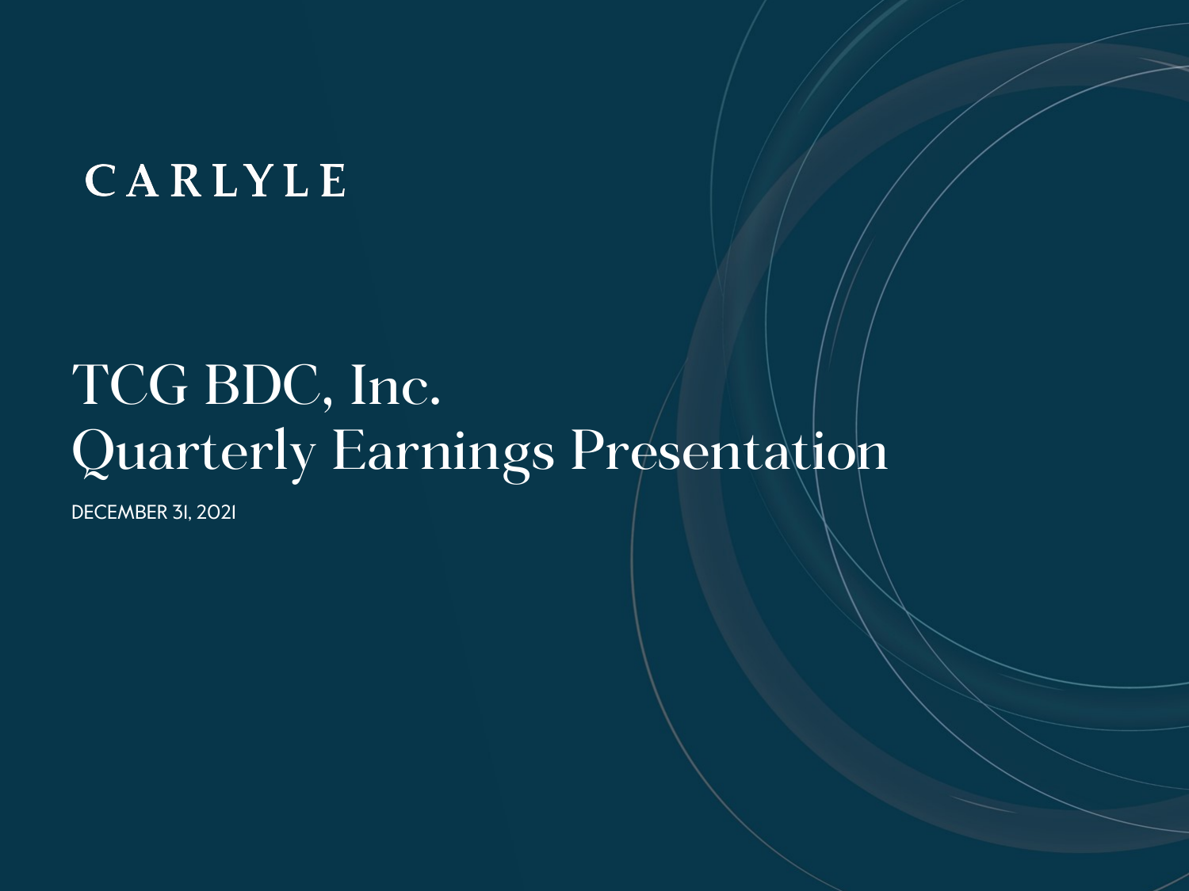CARLYLE

# TCG BDC, Inc.
# Quarterly Earnings Presentation

DECEMBER 31, 2021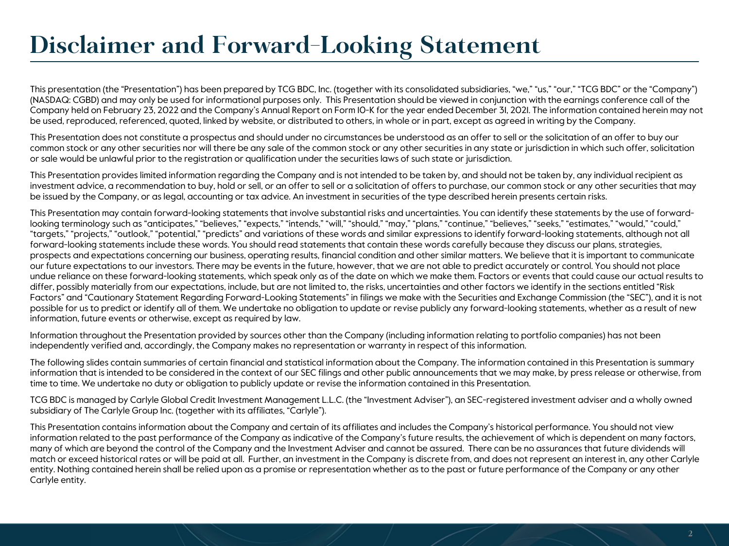# Disclaimer and Forward-Looking Statement

This presentation (the "Presentation") has been prepared by TCG BDC, Inc. (together with its consolidated subsidiaries, "we," "us," "our," "TCG BDC" or the "Company") (NASDAQ: CGBD) and may only be used for informational purposes only. This Presentation should be viewed in conjunction with the earnings conference call of the Company held on February 23, 2022 and the Company's Annual Report on Form 10-K for the year ended December 31, 2021. The information contained herein may not be used, reproduced, referenced, quoted, linked by website, or distributed to others, in whole or in part, except as agreed in writing by the Company.

This Presentation does not constitute a prospectus and should under no circumstances be understood as an offer to sell or the solicitation of an offer to buy our common stock or any other securities nor will there be any sale of the common stock or any other securities in any state or jurisdiction in which such offer, solicitation or sale would be unlawful prior to the registration or qualification under the securities laws of such state or jurisdiction.

This Presentation provides limited information regarding the Company and is not intended to be taken by, and should not be taken by, any individual recipient as investment advice, a recommendation to buy, hold or sell, or an offer to sell or a solicitation of offers to purchase, our common stock or any other securities that may be issued by the Company, or as legal, accounting or tax advice. An investment in securities of the type described herein presents certain risks.

This Presentation may contain forward-looking statements that involve substantial risks and uncertainties. You can identify these statements by the use of forward-looking terminology such as "anticipates," "believes," "expects," "intends," "will," "should," "may," "plans," "continue," "believes," "seeks," "estimates," "would," "could," "targets," "projects," "outlook," "potential," "predicts" and variations of these words and similar expressions to identify forward-looking statements, although not all forward-looking statements include these words. You should read statements that contain these words carefully because they discuss our plans, strategies, prospects and expectations concerning our business, operating results, financial condition and other similar matters. We believe that it is important to communicate our future expectations to our investors. There may be events in the future, however, that we are not able to predict accurately or control. You should not place undue reliance on these forward-looking statements, which speak only as of the date on which we make them. Factors or events that could cause our actual results to differ, possibly materially from our expectations, include, but are not limited to, the risks, uncertainties and other factors we identify in the sections entitled "Risk Factors" and "Cautionary Statement Regarding Forward-Looking Statements" in filings we make with the Securities and Exchange Commission (the "SEC"), and it is not possible for us to predict or identify all of them. We undertake no obligation to update or revise publicly any forward-looking statements, whether as a result of new information, future events or otherwise, except as required by law.

Information throughout the Presentation provided by sources other than the Company (including information relating to portfolio companies) has not been independently verified and, accordingly, the Company makes no representation or warranty in respect of this information.

The following slides contain summaries of certain financial and statistical information about the Company. The information contained in this Presentation is summary information that is intended to be considered in the context of our SEC filings and other public announcements that we may make, by press release or otherwise, from time to time. We undertake no duty or obligation to publicly update or revise the information contained in this Presentation.

TCG BDC is managed by Carlyle Global Credit Investment Management L.L.C. (the "Investment Adviser"), an SEC-registered investment adviser and a wholly owned subsidiary of The Carlyle Group Inc. (together with its affiliates, "Carlyle").

This Presentation contains information about the Company and certain of its affiliates and includes the Company's historical performance. You should not view information related to the past performance of the Company as indicative of the Company's future results, the achievement of which is dependent on many factors, many of which are beyond the control of the Company and the Investment Adviser and cannot be assured. There can be no assurances that future dividends will match or exceed historical rates or will be paid at all. Further, an investment in the Company is discrete from, and does not represent an interest in, any other Carlyle entity. Nothing contained herein shall be relied upon as a promise or representation whether as to the past or future performance of the Company or any other Carlyle entity.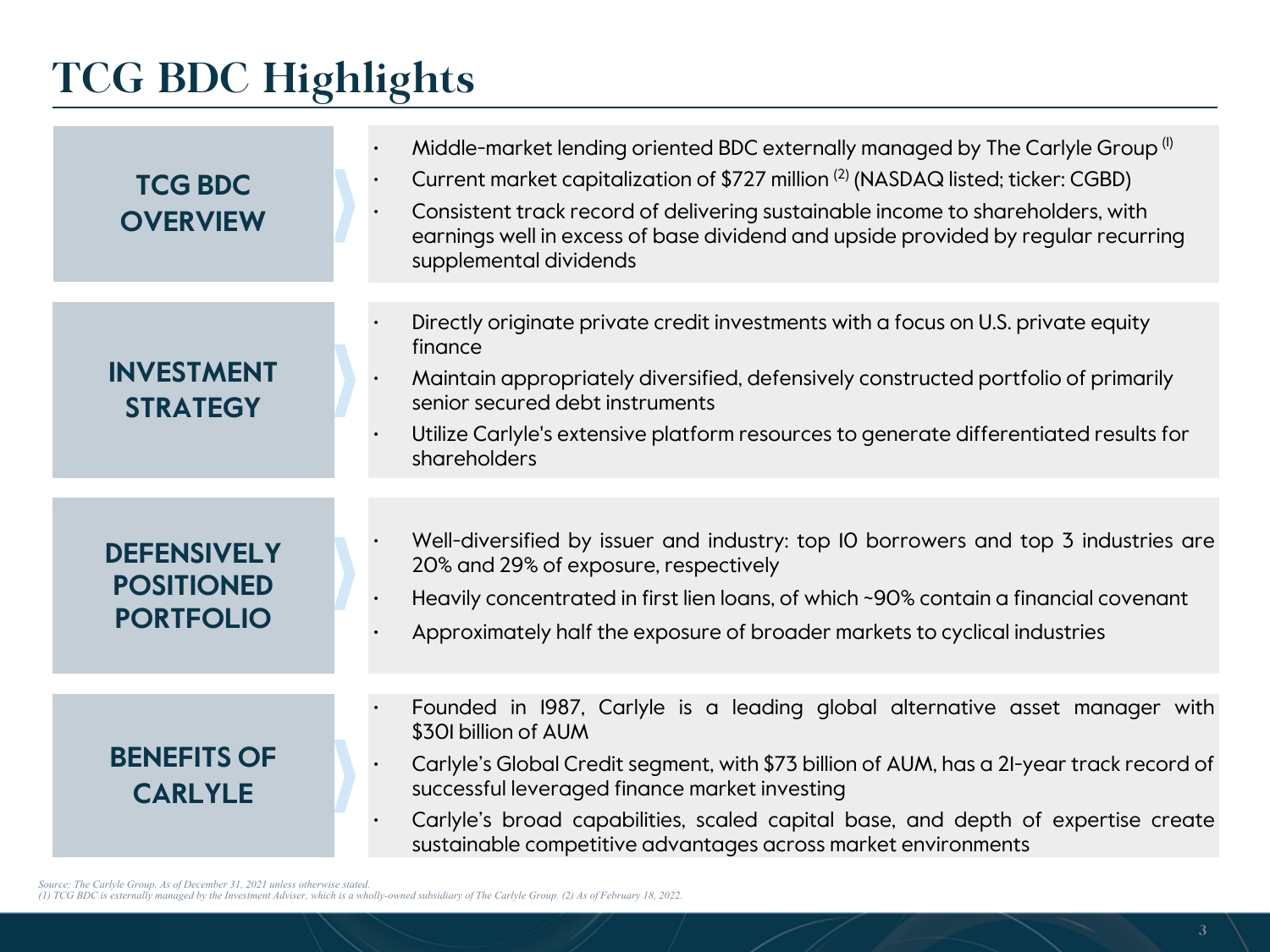# TCG BDC Highlights

## TCG BDC OVERVIEW

- Middle-market lending oriented BDC externally managed by The Carlyle Group [(1)]
- Current market capitalization of $727 million [(2)] (NASDAQ listed; ticker: CGBD)
- Consistent track record of delivering sustainable income to shareholders, with earnings well in excess of base dividend and upside provided by regular recurring supplemental dividends

## INVESTMENT STRATEGY

- Directly originate private credit investments with a focus on U.S. private equity finance
- Maintain appropriately diversified, defensively constructed portfolio of primarily senior secured debt instruments
- Utilize Carlyle's extensive platform resources to generate differentiated results for shareholders

## DEFENSIVELY POSITIONED PORTFOLIO

- Well-diversified by issuer and industry: top 10 borrowers and top 3 industries are 20% and 29% of exposure, respectively
- Heavily concentrated in first lien loans, of which ~90% contain a financial covenant
- Approximately half the exposure of broader markets to cyclical industries

## BENEFITS OF CARLYLE

- Founded in 1987, Carlyle is a leading global alternative asset manager with $301 billion of AUM
- Carlyle's Global Credit segment, with $73 billion of AUM, has a 21-year track record of successful leveraged finance market investing
- Carlyle's broad capabilities, scaled capital base, and depth of expertise create sustainable competitive advantages across market environments

*Source: The Carlyle Group. As of December 31, 2021 unless otherwise stated.*
*(1) TCG BDC is externally managed by the Investment Adviser, which is a wholly-owned subsidiary of The Carlyle Group. (2) As of February 18, 2022.*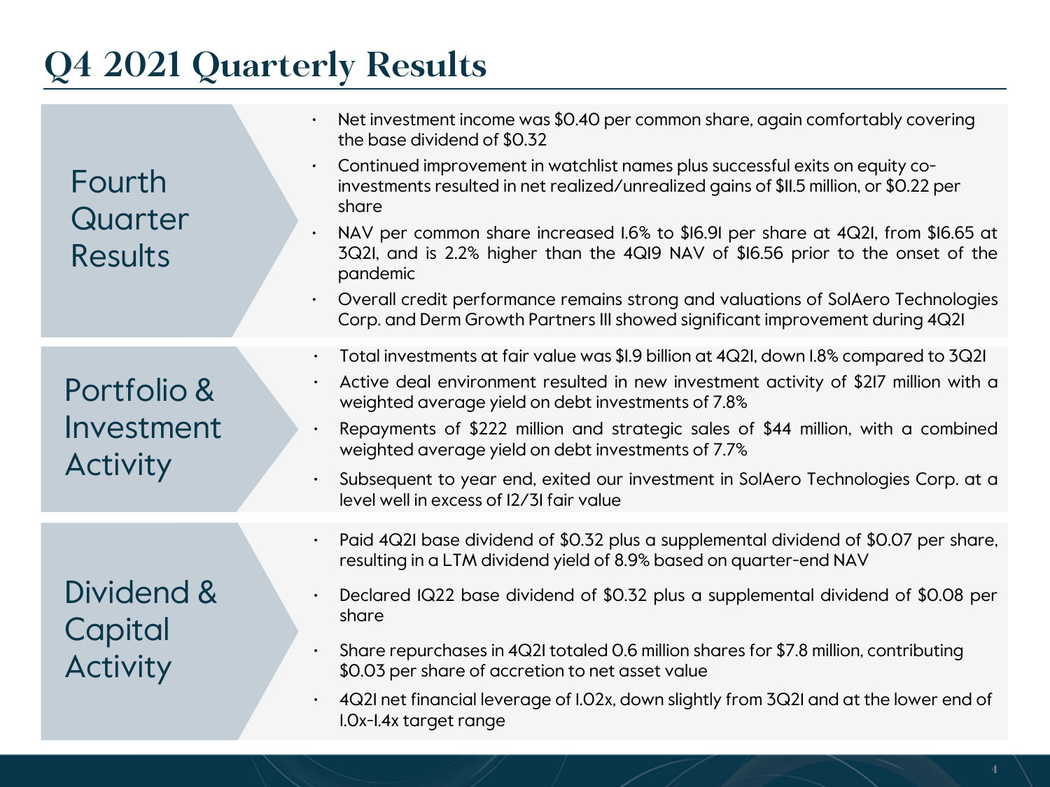# Q4 2021 Quarterly Results

## Fourth Quarter Results

- Net investment income was $0.40 per common share, again comfortably covering the base dividend of $0.32
- Continued improvement in watchlist names plus successful exits on equity co-investments resulted in net realized/unrealized gains of $11.5 million, or $0.22 per share
- NAV per common share increased 1.6% to $16.91 per share at 4Q21, from $16.65 at 3Q21, and is 2.2% higher than the 4Q19 NAV of $16.56 prior to the onset of the pandemic
- Overall credit performance remains strong and valuations of SolAero Technologies Corp. and Derm Growth Partners III showed significant improvement during 4Q21

## Portfolio & Investment Activity

- Total investments at fair value was $1.9 billion at 4Q21, down 1.8% compared to 3Q21
- Active deal environment resulted in new investment activity of $217 million with a weighted average yield on debt investments of 7.8%
- Repayments of $222 million and strategic sales of $44 million, with a combined weighted average yield on debt investments of 7.7%
- Subsequent to year end, exited our investment in SolAero Technologies Corp. at a level well in excess of 12/31 fair value

## Dividend & Capital Activity

- Paid 4Q21 base dividend of $0.32 plus a supplemental dividend of $0.07 per share, resulting in a LTM dividend yield of 8.9% based on quarter-end NAV
- Declared 1Q22 base dividend of $0.32 plus a supplemental dividend of $0.08 per share
- Share repurchases in 4Q21 totaled 0.6 million shares for $7.8 million, contributing $0.03 per share of accretion to net asset value
- 4Q21 net financial leverage of 1.02x, down slightly from 3Q21 and at the lower end of 1.0x-1.4x target range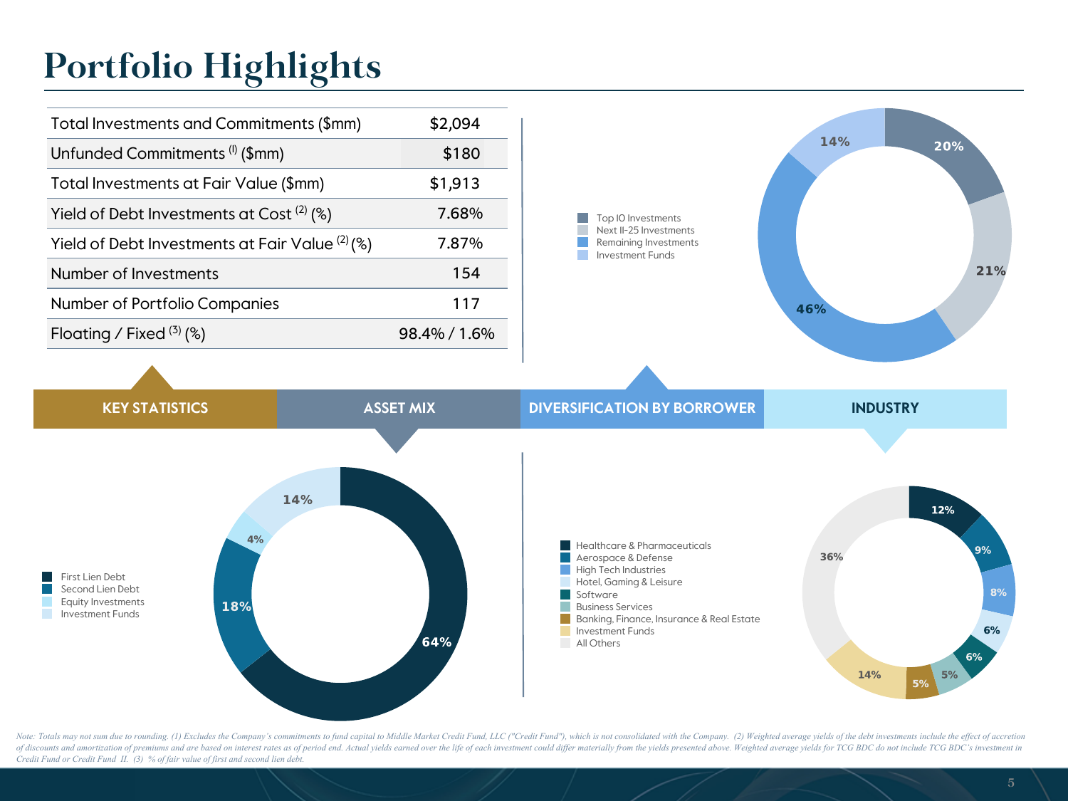# Portfolio Highlights

## KEY STATISTICS

| | |
|---|---|
| Total Investments and Commitments ($mm) | $2,094 |
| Unfunded Commitments [1] ($mm) | $180 |
| Total Investments at Fair Value ($mm) | $1,913 |
| Yield of Debt Investments at Cost [2] (%) | 7.68% |
| Yield of Debt Investments at Fair Value [2] (%) | 7.87% |
| Number of Investments | 154 |
| Number of Portfolio Companies | 117 |
| Floating / Fixed [3] (%) | 98.4% / 1.6% |

## ASSET MIX

| Category | % |
|---|---|
| First Lien Debt | 64% |
| Second Lien Debt | 18% |
| Equity Investments | 4% |
| Investment Funds | 14% |

## DIVERSIFICATION BY BORROWER

| Category | % |
|---|---|
| Top 10 Investments | 20% |
| Next 11-25 Investments | 21% |
| Remaining Investments | 46% |
| Investment Funds | 14% |

## INDUSTRY

| Industry | % |
|---|---|
| Healthcare & Pharmaceuticals | 12% |
| Aerospace & Defense | 9% |
| High Tech Industries | 8% |
| Hotel, Gaming & Leisure | 6% |
| Software | 6% |
| Business Services | 5% |
| Banking, Finance, Insurance & Real Estate | 5% |
| Investment Funds | 14% |
| All Others | 36% |

*Note: Totals may not sum due to rounding. (1) Excludes the Company's commitments to fund capital to Middle Market Credit Fund, LLC ("Credit Fund"), which is not consolidated with the Company. (2) Weighted average yields of the debt investments include the effect of accretion of discounts and amortization of premiums and are based on interest rates as of period end. Actual yields earned over the life of each investment could differ materially from the yields presented above. Weighted average yields for TCG BDC do not include TCG BDC's investment in Credit Fund or Credit Fund II. (3) % of fair value of first and second lien debt.*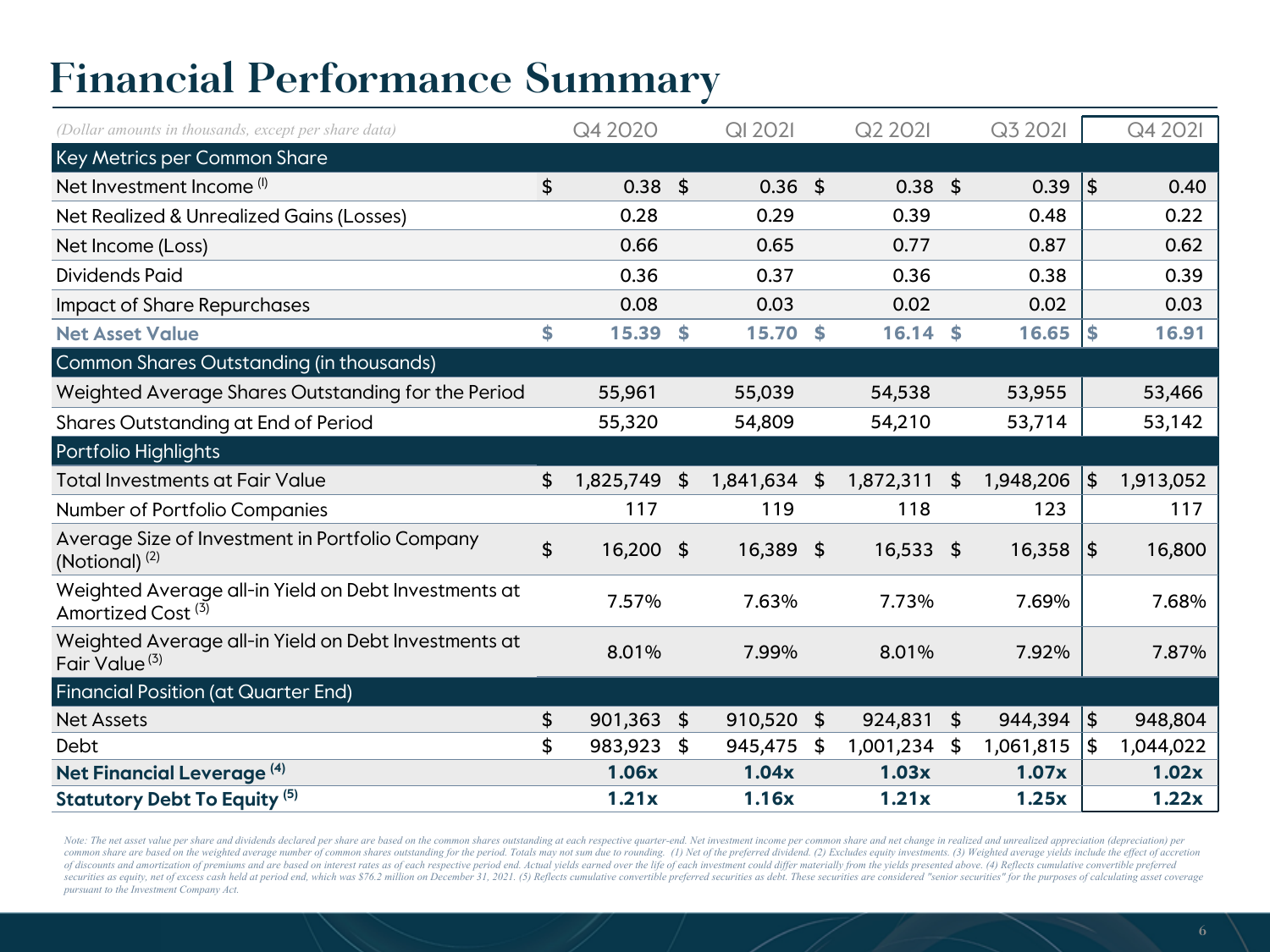# Financial Performance Summary

| *(Dollar amounts in thousands, except per share data)* | Q4 2020 | QI 2021 | Q2 2021 | Q3 2021 | Q4 2021 |
|---|---|---|---|---|---|
| **Key Metrics per Common Share** | | | | | |
| Net Investment Income [1] | $ 0.38 | $ 0.36 | $ 0.38 | $ 0.39 | $ 0.40 |
| Net Realized & Unrealized Gains (Losses) | 0.28 | 0.29 | 0.39 | 0.48 | 0.22 |
| Net Income (Loss) | 0.66 | 0.65 | 0.77 | 0.87 | 0.62 |
| Dividends Paid | 0.36 | 0.37 | 0.36 | 0.38 | 0.39 |
| Impact of Share Repurchases | 0.08 | 0.03 | 0.02 | 0.02 | 0.03 |
| **Net Asset Value** | **$ 15.39** | **$ 15.70** | **$ 16.14** | **$ 16.65** | **$ 16.91** |
| **Common Shares Outstanding (in thousands)** | | | | | |
| Weighted Average Shares Outstanding for the Period | 55,961 | 55,039 | 54,538 | 53,955 | 53,466 |
| Shares Outstanding at End of Period | 55,320 | 54,809 | 54,210 | 53,714 | 53,142 |
| **Portfolio Highlights** | | | | | |
| Total Investments at Fair Value | $ 1,825,749 | $ 1,841,634 | $ 1,872,311 | $ 1,948,206 | $ 1,913,052 |
| Number of Portfolio Companies | 117 | 119 | 118 | 123 | 117 |
| Average Size of Investment in Portfolio Company (Notional) [2] | $ 16,200 | $ 16,389 | $ 16,533 | $ 16,358 | $ 16,800 |
| Weighted Average all-in Yield on Debt Investments at Amortized Cost [3] | 7.57% | 7.63% | 7.73% | 7.69% | 7.68% |
| Weighted Average all-in Yield on Debt Investments at Fair Value [3] | 8.01% | 7.99% | 8.01% | 7.92% | 7.87% |
| **Financial Position (at Quarter End)** | | | | | |
| Net Assets | $ 901,363 | $ 910,520 | $ 924,831 | $ 944,394 | $ 948,804 |
| Debt | $ 983,923 | $ 945,475 | $ 1,001,234 | $ 1,061,815 | $ 1,044,022 |
| **Net Financial Leverage [4]** | **1.06x** | **1.04x** | **1.03x** | **1.07x** | **1.02x** |
| **Statutory Debt To Equity [5]** | **1.21x** | **1.16x** | **1.21x** | **1.25x** | **1.22x** |

*Note: The net asset value per share and dividends declared per share are based on the common shares outstanding at each respective quarter-end. Net investment income per common share and net change in realized and unrealized appreciation (depreciation) per common share are based on the weighted average number of common shares outstanding for the period. Totals may not sum due to rounding. (1) Net of the preferred dividend. (2) Excludes equity investments. (3) Weighted average yields include the effect of accretion of discounts and amortization of premiums and are based on interest rates as of each respective period end. Actual yields earned over the life of each investment could differ materially from the yields presented above. (4) Reflects cumulative convertible preferred securities as equity, net of excess cash held at period end, which was $76.2 million on December 31, 2021. (5) Reflects cumulative convertible preferred securities as debt. These securities are considered "senior securities" for the purposes of calculating asset coverage pursuant to the Investment Company Act.*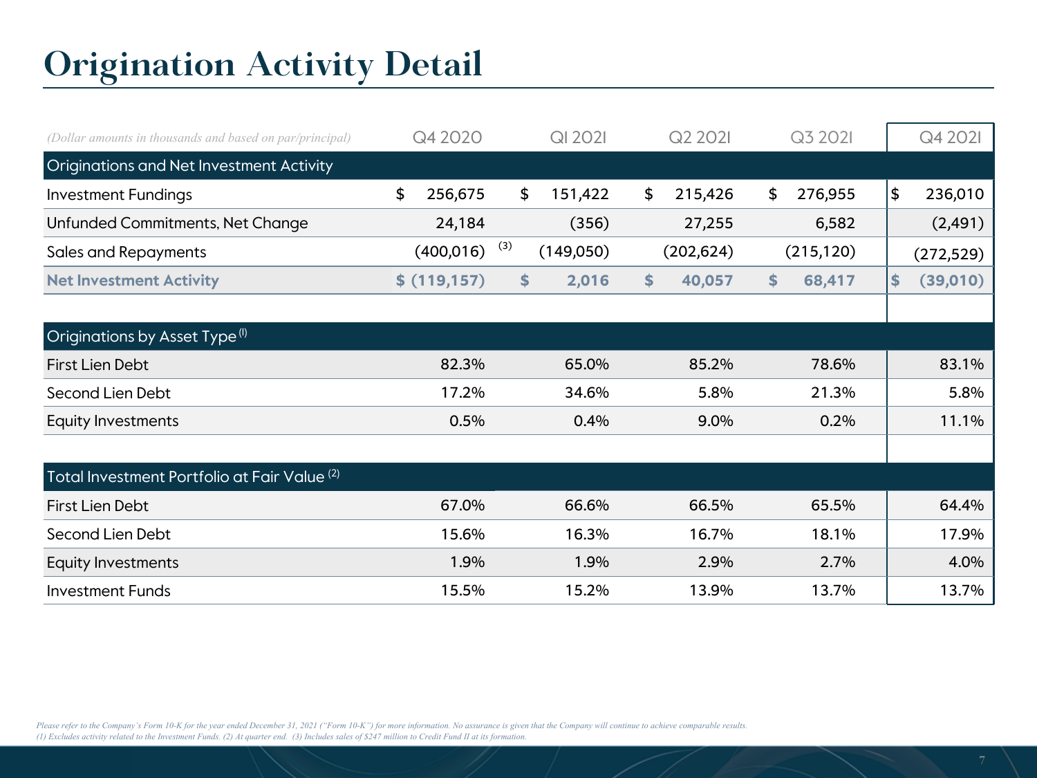# Origination Activity Detail

| *(Dollar amounts in thousands and based on par/principal)* | Q4 2020 | Q1 2021 | Q2 2021 | Q3 2021 | Q4 2021 |
|---|---|---|---|---|---|
| **Originations and Net Investment Activity** | | | | | |
| Investment Fundings | $ 256,675 | $ 151,422 | $ 215,426 | $ 276,955 | $ 236,010 |
| Unfunded Commitments, Net Change | 24,184 | (356) | 27,255 | 6,582 | (2,491) |
| Sales and Repayments | (400,016) [3] | (149,050) | (202,624) | (215,120) | (272,529) |
| **Net Investment Activity** | **$ (119,157)** | **$ 2,016** | **$ 40,057** | **$ 68,417** | **$ (39,010)** |
| **Originations by Asset Type [1]** | | | | | |
| First Lien Debt | 82.3% | 65.0% | 85.2% | 78.6% | 83.1% |
| Second Lien Debt | 17.2% | 34.6% | 5.8% | 21.3% | 5.8% |
| Equity Investments | 0.5% | 0.4% | 9.0% | 0.2% | 11.1% |
| **Total Investment Portfolio at Fair Value [2]** | | | | | |
| First Lien Debt | 67.0% | 66.6% | 66.5% | 65.5% | 64.4% |
| Second Lien Debt | 15.6% | 16.3% | 16.7% | 18.1% | 17.9% |
| Equity Investments | 1.9% | 1.9% | 2.9% | 2.7% | 4.0% |
| Investment Funds | 15.5% | 15.2% | 13.9% | 13.7% | 13.7% |

*Please refer to the Company's Form 10-K for the year ended December 31, 2021 ("Form 10-K") for more information. No assurance is given that the Company will continue to achieve comparable results.*
*(1) Excludes activity related to the Investment Funds. (2) At quarter end. (3) Includes sales of $247 million to Credit Fund II at its formation.*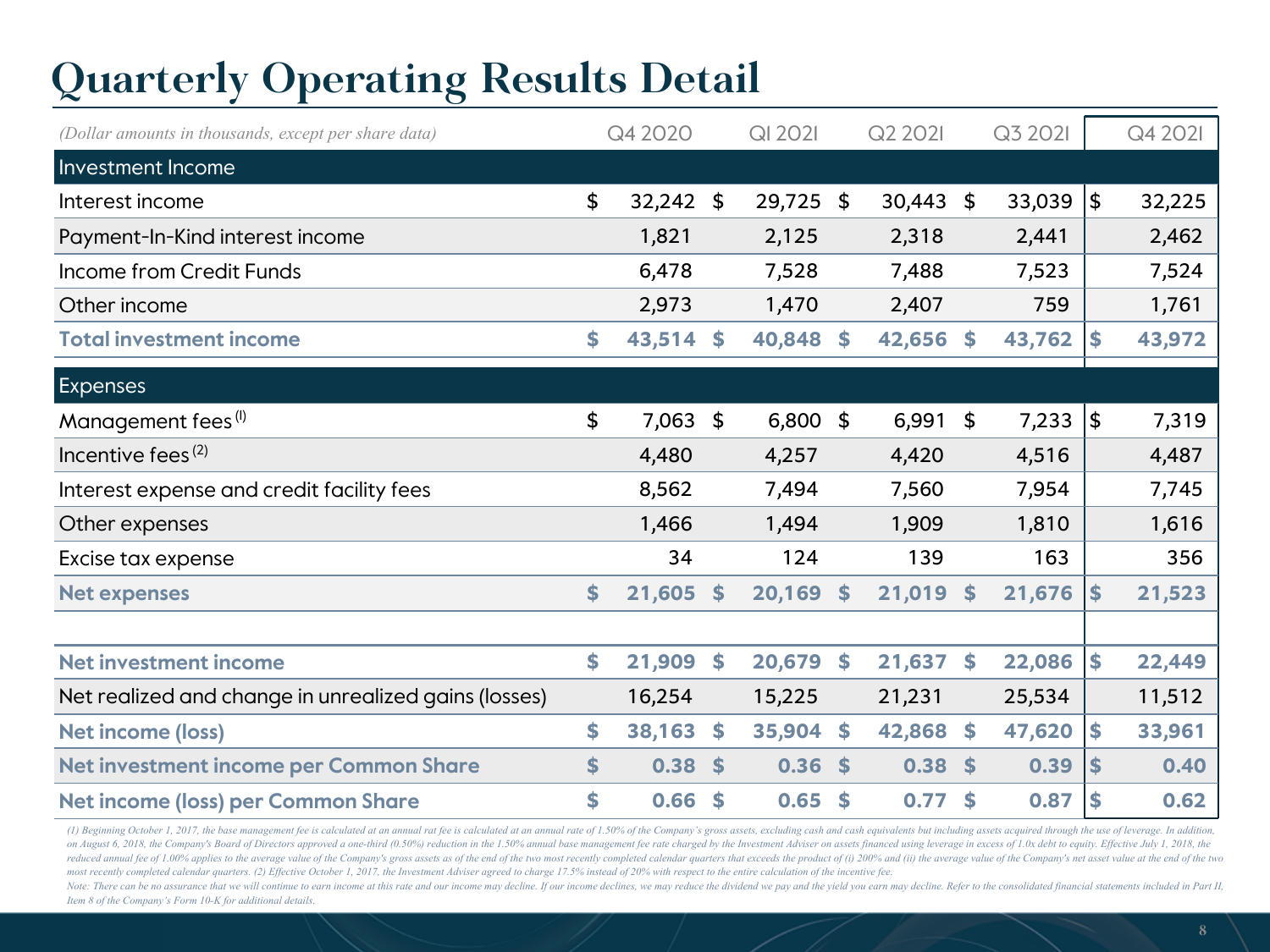# Quarterly Operating Results Detail

| *(Dollar amounts in thousands, except per share data)* | Q4 2020 | QI 2021 | Q2 2021 | Q3 2021 | Q4 2021 |
|---|---|---|---|---|---|
| **Investment Income** | | | | | |
| Interest income | $ 32,242 | $ 29,725 | $ 30,443 | $ 33,039 | $ 32,225 |
| Payment-In-Kind interest income | 1,821 | 2,125 | 2,318 | 2,441 | 2,462 |
| Income from Credit Funds | 6,478 | 7,528 | 7,488 | 7,523 | 7,524 |
| Other income | 2,973 | 1,470 | 2,407 | 759 | 1,761 |
| **Total investment income** | **$ 43,514** | **$ 40,848** | **$ 42,656** | **$ 43,762** | **$ 43,972** |
| **Expenses** | | | | | |
| Management fees (1) | $ 7,063 | $ 6,800 | $ 6,991 | $ 7,233 | $ 7,319 |
| Incentive fees (2) | 4,480 | 4,257 | 4,420 | 4,516 | 4,487 |
| Interest expense and credit facility fees | 8,562 | 7,494 | 7,560 | 7,954 | 7,745 |
| Other expenses | 1,466 | 1,494 | 1,909 | 1,810 | 1,616 |
| Excise tax expense | 34 | 124 | 139 | 163 | 356 |
| **Net expenses** | **$ 21,605** | **$ 20,169** | **$ 21,019** | **$ 21,676** | **$ 21,523** |
| | | | | | |
| **Net investment income** | **$ 21,909** | **$ 20,679** | **$ 21,637** | **$ 22,086** | **$ 22,449** |
| Net realized and change in unrealized gains (losses) | 16,254 | 15,225 | 21,231 | 25,534 | 11,512 |
| **Net income (loss)** | **$ 38,163** | **$ 35,904** | **$ 42,868** | **$ 47,620** | **$ 33,961** |
| **Net investment income per Common Share** | **$ 0.38** | **$ 0.36** | **$ 0.38** | **$ 0.39** | **$ 0.40** |
| **Net income (loss) per Common Share** | **$ 0.66** | **$ 0.65** | **$ 0.77** | **$ 0.87** | **$ 0.62** |

*(1) Beginning October 1, 2017, the base management fee is calculated at an annual rat fee is calculated at an annual rate of 1.50% of the Company's gross assets, excluding cash and cash equivalents but including assets acquired through the use of leverage. In addition, on August 6, 2018, the Company's Board of Directors approved a one-third (0.50%) reduction in the 1.50% annual base management fee rate charged by the Investment Adviser on assets financed using leverage in excess of 1.0x debt to equity. Effective July 1, 2018, the reduced annual fee of 1.00% applies to the average value of the Company's gross assets as of the end of the two most recently completed calendar quarters that exceeds the product of (i) 200% and (ii) the average value of the Company's net asset value at the end of the two most recently completed calendar quarters. (2) Effective October 1, 2017, the Investment Adviser agreed to charge 17.5% instead of 20% with respect to the entire calculation of the incentive fee.*

*Note: There can be no assurance that we will continue to earn income at this rate and our income may decline. If our income declines, we may reduce the dividend we pay and the yield you earn may decline. Refer to the consolidated financial statements included in Part II, Item 8 of the Company's Form 10-K for additional details.*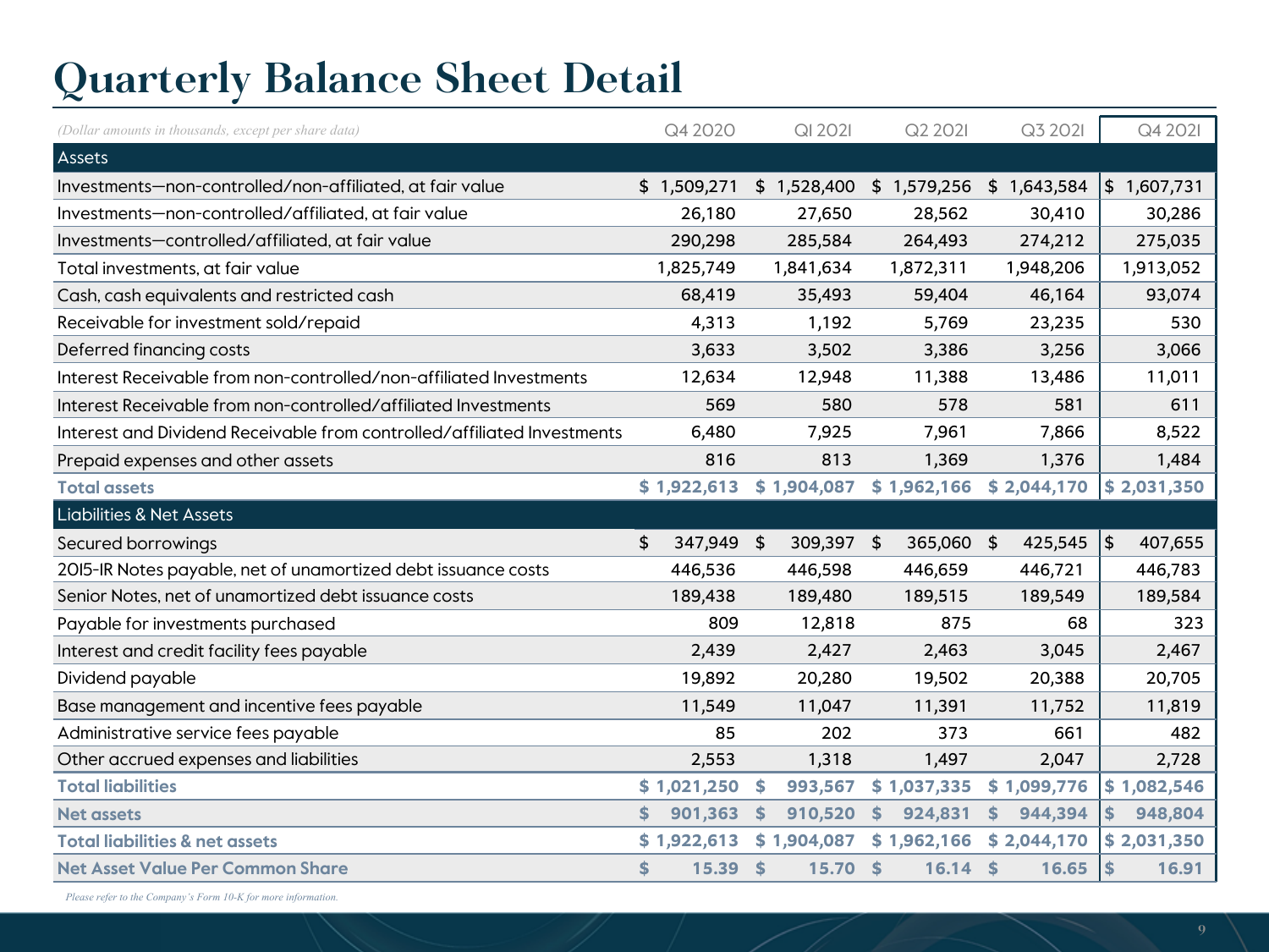# Quarterly Balance Sheet Detail

| *(Dollar amounts in thousands, except per share data)* | Q4 2020 | Q1 2021 | Q2 2021 | Q3 2021 | Q4 2021 |
|---|---|---|---|---|---|
| **Assets** | | | | | |
| Investments—non-controlled/non-affiliated, at fair value | $ 1,509,271 | $ 1,528,400 | $ 1,579,256 | $ 1,643,584 | $ 1,607,731 |
| Investments—non-controlled/affiliated, at fair value | 26,180 | 27,650 | 28,562 | 30,410 | 30,286 |
| Investments—controlled/affiliated, at fair value | 290,298 | 285,584 | 264,493 | 274,212 | 275,035 |
| Total investments, at fair value | 1,825,749 | 1,841,634 | 1,872,311 | 1,948,206 | 1,913,052 |
| Cash, cash equivalents and restricted cash | 68,419 | 35,493 | 59,404 | 46,164 | 93,074 |
| Receivable for investment sold/repaid | 4,313 | 1,192 | 5,769 | 23,235 | 530 |
| Deferred financing costs | 3,633 | 3,502 | 3,386 | 3,256 | 3,066 |
| Interest Receivable from non-controlled/non-affiliated Investments | 12,634 | 12,948 | 11,388 | 13,486 | 11,011 |
| Interest Receivable from non-controlled/affiliated Investments | 569 | 580 | 578 | 581 | 611 |
| Interest and Dividend Receivable from controlled/affiliated Investments | 6,480 | 7,925 | 7,961 | 7,866 | 8,522 |
| Prepaid expenses and other assets | 816 | 813 | 1,369 | 1,376 | 1,484 |
| **Total assets** | **$ 1,922,613** | **$ 1,904,087** | **$ 1,962,166** | **$ 2,044,170** | **$ 2,031,350** |
| **Liabilities & Net Assets** | | | | | |
| Secured borrowings | $ 347,949 | $ 309,397 | $ 365,060 | $ 425,545 | $ 407,655 |
| 2015-IR Notes payable, net of unamortized debt issuance costs | 446,536 | 446,598 | 446,659 | 446,721 | 446,783 |
| Senior Notes, net of unamortized debt issuance costs | 189,438 | 189,480 | 189,515 | 189,549 | 189,584 |
| Payable for investments purchased | 809 | 12,818 | 875 | 68 | 323 |
| Interest and credit facility fees payable | 2,439 | 2,427 | 2,463 | 3,045 | 2,467 |
| Dividend payable | 19,892 | 20,280 | 19,502 | 20,388 | 20,705 |
| Base management and incentive fees payable | 11,549 | 11,047 | 11,391 | 11,752 | 11,819 |
| Administrative service fees payable | 85 | 202 | 373 | 661 | 482 |
| Other accrued expenses and liabilities | 2,553 | 1,318 | 1,497 | 2,047 | 2,728 |
| **Total liabilities** | **$ 1,021,250** | **$ 993,567** | **$ 1,037,335** | **$ 1,099,776** | **$ 1,082,546** |
| **Net assets** | **$ 901,363** | **$ 910,520** | **$ 924,831** | **$ 944,394** | **$ 948,804** |
| **Total liabilities & net assets** | **$ 1,922,613** | **$ 1,904,087** | **$ 1,962,166** | **$ 2,044,170** | **$ 2,031,350** |
| **Net Asset Value Per Common Share** | **$ 15.39** | **$ 15.70** | **$ 16.14** | **$ 16.65** | **$ 16.91** |

*Please refer to the Company's Form 10-K for more information.*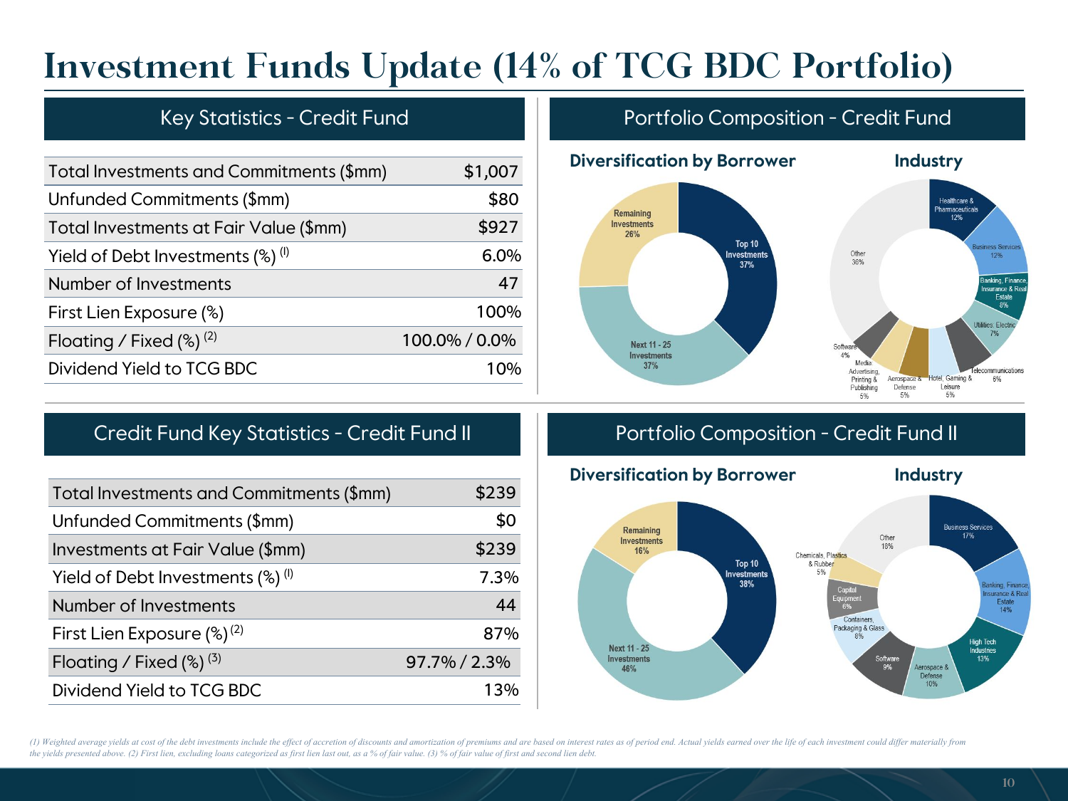# Investment Funds Update (14% of TCG BDC Portfolio)

## Key Statistics - Credit Fund

| | |
|---|---|
| Total Investments and Commitments ($mm) | $1,007 |
| Unfunded Commitments ($mm) | $80 |
| Total Investments at Fair Value ($mm) | $927 |
| Yield of Debt Investments (%) [1] | 6.0% |
| Number of Investments | 47 |
| First Lien Exposure (%) | 100% |
| Floating / Fixed (%) [2] | 100.0% / 0.0% |
| Dividend Yield to TCG BDC | 10% |

## Portfolio Composition - Credit Fund

**Diversification by Borrower**

- Top 10 Investments 37%
- Next 11 - 25 Investments 37%
- Remaining Investments 26%

**Industry**

- Healthcare & Pharmaceuticals 12%
- Business Services 12%
- Banking, Finance, Insurance & Real Estate 8%
- Utilities: Electric 7%
- Telecommunications 6%
- Hotel, Gaming & Leisure 5%
- Aerospace & Defense 5%
- Media: Advertising, Printing & Publishing 5%
- Software 4%
- Other 36%

## Credit Fund Key Statistics - Credit Fund II

| | |
|---|---|
| Total Investments and Commitments ($mm) | $239 |
| Unfunded Commitments ($mm) | $0 |
| Investments at Fair Value ($mm) | $239 |
| Yield of Debt Investments (%) [1] | 7.3% |
| Number of Investments | 44 |
| First Lien Exposure (%) [2] | 87% |
| Floating / Fixed (%) [3] | 97.7% / 2.3% |
| Dividend Yield to TCG BDC | 13% |

## Portfolio Composition - Credit Fund II

**Diversification by Borrower**

- Top 10 Investments 38%
- Next 11 - 25 Investments 46%
- Remaining Investments 16%

**Industry**

- Business Services 17%
- Banking, Finance, Insurance & Real Estate 14%
- High Tech Industries 13%
- Aerospace & Defense 10%
- Software 9%
- Containers, Packaging & Glass 8%
- Capital Equipment 6%
- Chemicals, Plastics & Rubber 5%
- Other 18%

*(1) Weighted average yields at cost of the debt investments include the effect of accretion of discounts and amortization of premiums and are based on interest rates as of period end. Actual yields earned over the life of each investment could differ materially from the yields presented above. (2) First lien, excluding loans categorized as first lien last out, as a % of fair value. (3) % of fair value of first and second lien debt.*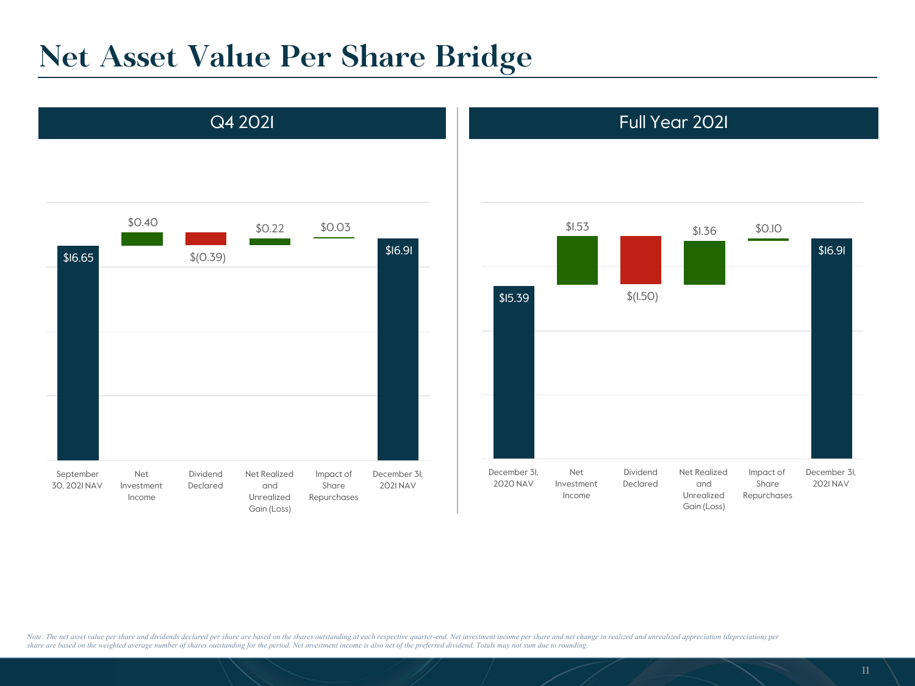# Net Asset Value Per Share Bridge

## Q4 2021

| September 30, 2021 NAV | Net Investment Income | Dividend Declared | Net Realized and Unrealized Gain (Loss) | Impact of Share Repurchases | December 31, 2021 NAV |
|---|---|---|---|---|---|
| $16.65 | $0.40 | $(0.39) | $0.22 | $0.03 | $16.91 |

## Full Year 2021

| December 31, 2020 NAV | Net Investment Income | Dividend Declared | Net Realized and Unrealized Gain (Loss) | Impact of Share Repurchases | December 31, 2021 NAV |
|---|---|---|---|---|---|
| $15.39 | $1.53 | $(1.50) | $1.36 | $0.10 | $16.91 |

*Note: The net asset value per share and dividends declared per share are based on the shares outstanding at each respective quarter-end. Net investment income per share and net change in realized and unrealized appreciation (depreciation) per share are based on the weighted average number of shares outstanding for the period. Net investment income is also net of the preferred dividend. Totals may not sum due to rounding.*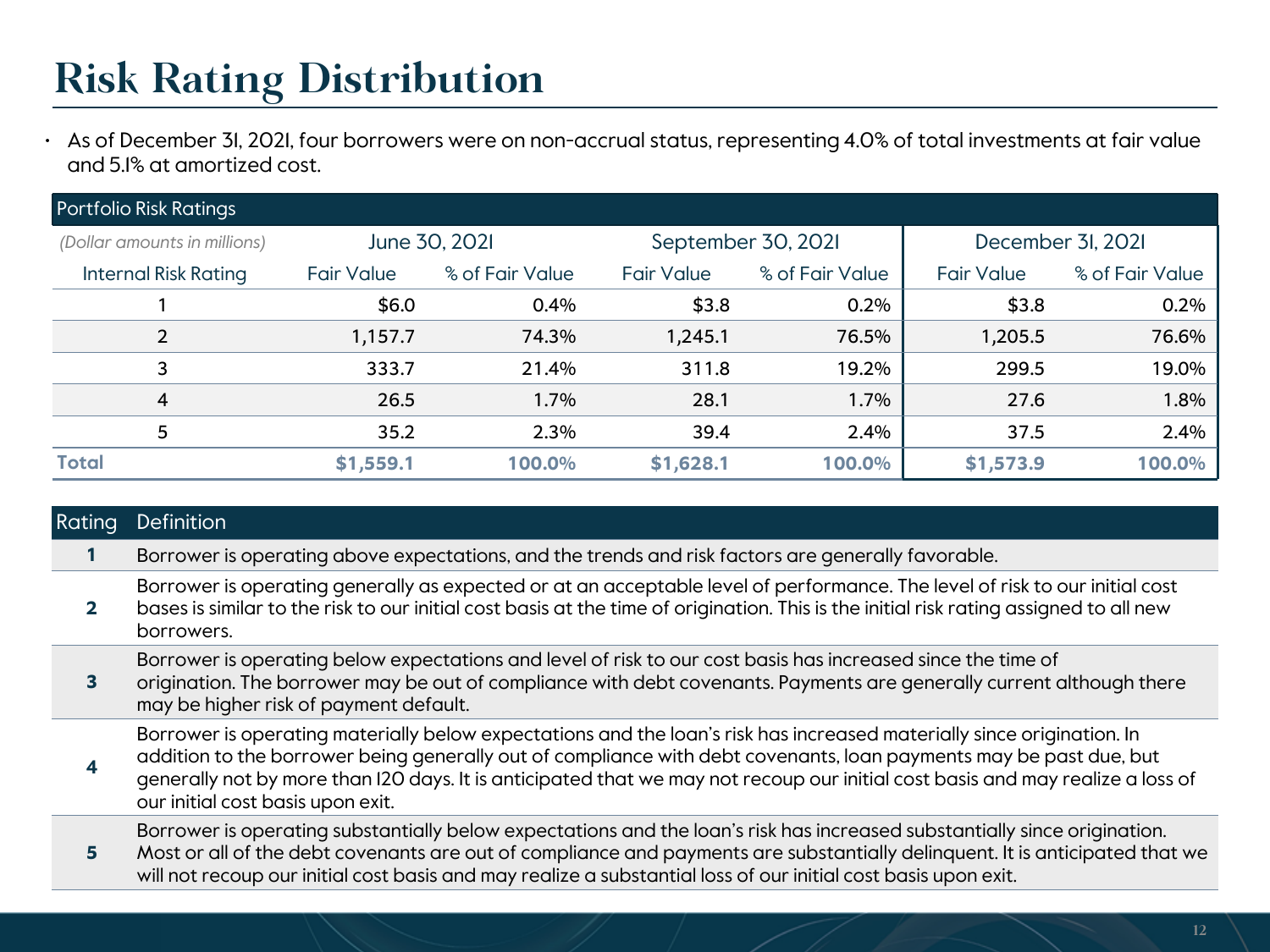# Risk Rating Distribution

- As of December 31, 2021, four borrowers were on non-accrual status, representing 4.0% of total investments at fair value and 5.1% at amortized cost.

| Portfolio Risk Ratings | | | | | | |
|---|---|---|---|---|---|---|
| *(Dollar amounts in millions)* | June 30, 2021 | | September 30, 2021 | | December 31, 2021 | |
| Internal Risk Rating | Fair Value | % of Fair Value | Fair Value | % of Fair Value | Fair Value | % of Fair Value |
| 1 | $6.0 | 0.4% | $3.8 | 0.2% | $3.8 | 0.2% |
| 2 | 1,157.7 | 74.3% | 1,245.1 | 76.5% | 1,205.5 | 76.6% |
| 3 | 333.7 | 21.4% | 311.8 | 19.2% | 299.5 | 19.0% |
| 4 | 26.5 | 1.7% | 28.1 | 1.7% | 27.6 | 1.8% |
| 5 | 35.2 | 2.3% | 39.4 | 2.4% | 37.5 | 2.4% |
| **Total** | **$1,559.1** | **100.0%** | **$1,628.1** | **100.0%** | **$1,573.9** | **100.0%** |

| Rating | Definition |
|---|---|
| **1** | Borrower is operating above expectations, and the trends and risk factors are generally favorable. |
| **2** | Borrower is operating generally as expected or at an acceptable level of performance. The level of risk to our initial cost bases is similar to the risk to our initial cost basis at the time of origination. This is the initial risk rating assigned to all new borrowers. |
| **3** | Borrower is operating below expectations and level of risk to our cost basis has increased since the time of origination. The borrower may be out of compliance with debt covenants. Payments are generally current although there may be higher risk of payment default. |
| **4** | Borrower is operating materially below expectations and the loan's risk has increased materially since origination. In addition to the borrower being generally out of compliance with debt covenants, loan payments may be past due, but generally not by more than 120 days. It is anticipated that we may not recoup our initial cost basis and may realize a loss of our initial cost basis upon exit. |
| **5** | Borrower is operating substantially below expectations and the loan's risk has increased substantially since origination. Most or all of the debt covenants are out of compliance and payments are substantially delinquent. It is anticipated that we will not recoup our initial cost basis and may realize a substantial loss of our initial cost basis upon exit. |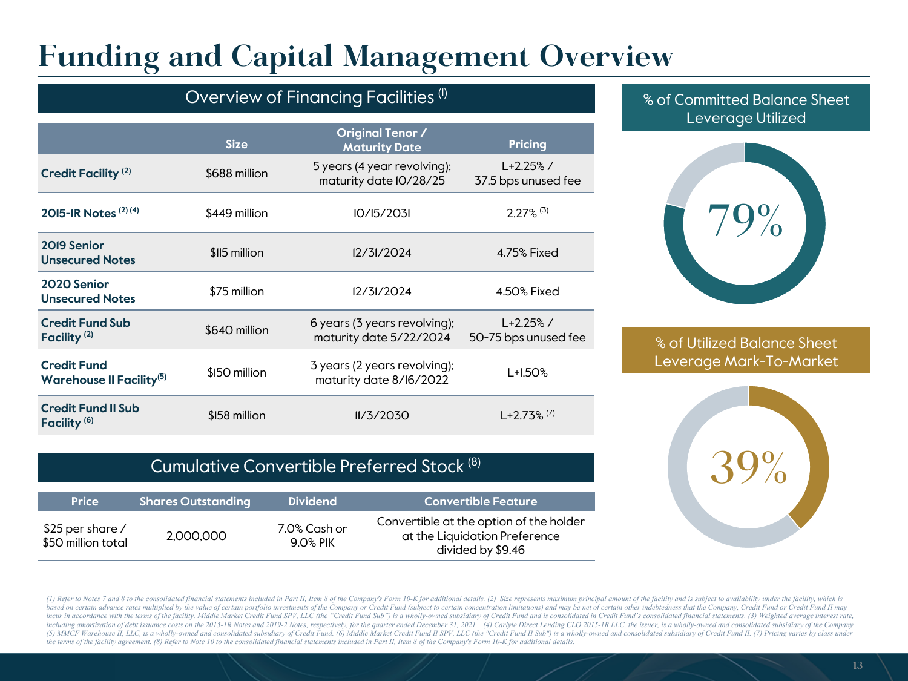# Funding and Capital Management Overview

## Overview of Financing Facilities [1]

| | Size | Original Tenor / Maturity Date | Pricing |
|---|---|---|---|
| **Credit Facility [2]** | $688 million | 5 years (4 year revolving); maturity date 10/28/25 | L+2.25% / 37.5 bps unused fee |
| **2015-1R Notes [2] [4]** | $449 million | 10/15/2031 | 2.27% [3] |
| **2019 Senior Unsecured Notes** | $115 million | 12/31/2024 | 4.75% Fixed |
| **2020 Senior Unsecured Notes** | $75 million | 12/31/2024 | 4.50% Fixed |
| **Credit Fund Sub Facility [2]** | $640 million | 6 years (3 years revolving); maturity date 5/22/2024 | L+2.25% / 50-75 bps unused fee |
| **Credit Fund Warehouse II Facility[5]** | $150 million | 3 years (2 years revolving); maturity date 8/16/2022 | L+1.50% |
| **Credit Fund II Sub Facility [6]** | $158 million | 11/3/2030 | L+2.73% [7] |

## Cumulative Convertible Preferred Stock [8]

| Price | Shares Outstanding | Dividend | Convertible Feature |
|---|---|---|---|
| $25 per share / $50 million total | 2,000,000 | 7.0% Cash or 9.0% PIK | Convertible at the option of the holder at the Liquidation Preference divided by $9.46 |

% of Committed Balance Sheet Leverage Utilized

79%

% of Utilized Balance Sheet Leverage Mark-To-Market

39%

*(1) Refer to Notes 7 and 8 to the consolidated financial statements included in Part II, Item 8 of the Company's Form 10-K for additional details. (2) Size represents maximum principal amount of the facility and is subject to availability under the facility, which is based on certain advance rates multiplied by the value of certain portfolio investments of the Company or Credit Fund (subject to certain concentration limitations) and may be net of certain other indebtedness that the Company, Credit Fund or Credit Fund II may incur in accordance with the terms of the facility. Middle Market Credit Fund SPV, LLC (the "Credit Fund Sub") is a wholly-owned subsidiary of Credit Fund and is consolidated in Credit Fund's consolidated financial statements. (3) Weighted average interest rate, including amortization of debt issuance costs on the 2015-1R Notes and 2019-2 Notes, respectively, for the quarter ended December 31, 2021. (4) Carlyle Direct Lending CLO 2015-1R LLC, the issuer, is a wholly-owned and consolidated subsidiary of the Company. (5) MMCF Warehouse II, LLC, is a wholly-owned and consolidated subsidiary of Credit Fund. (6) Middle Market Credit Fund II SPV, LLC (the "Credit Fund II Sub") is a wholly-owned and consolidated subsidiary of Credit Fund II. (7) Pricing varies by class under the terms of the facility agreement. (8) Refer to Note 10 to the consolidated financial statements included in Part II, Item 8 of the Company's Form 10-K for additional details.*